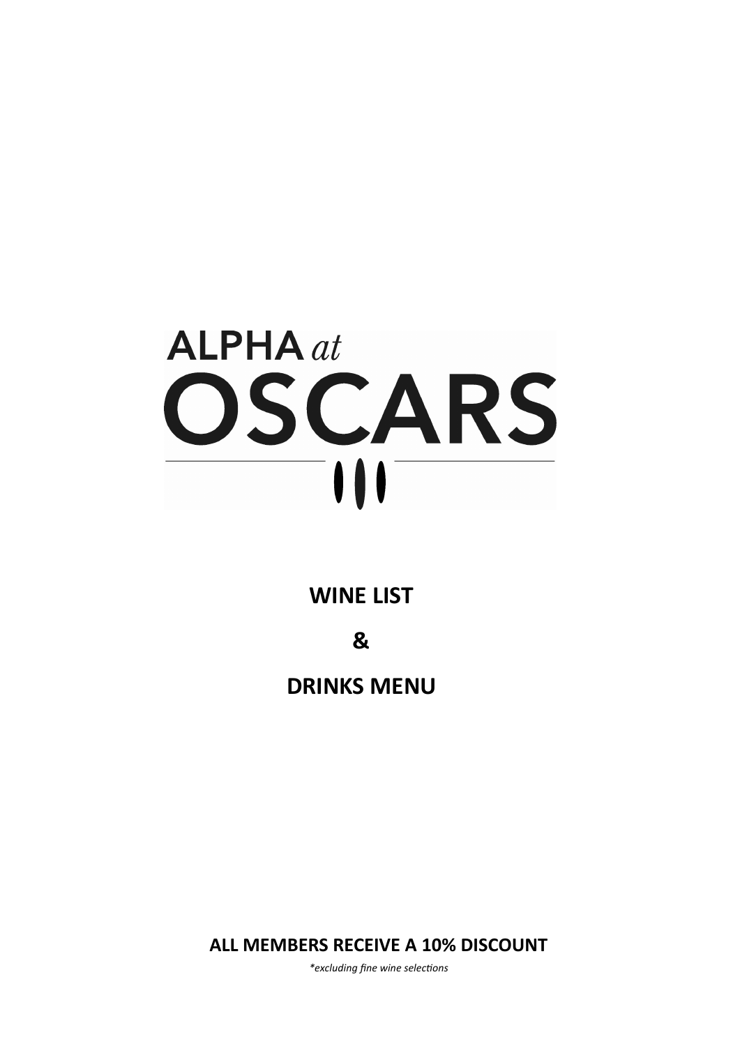# ALPHA *at* OSCARS

## WINE LIST

## &

## DRINKS MENU

**ALL MEMBERS RECEIVE A 10% DISCOUNT**

*\*excluding fine wine selections*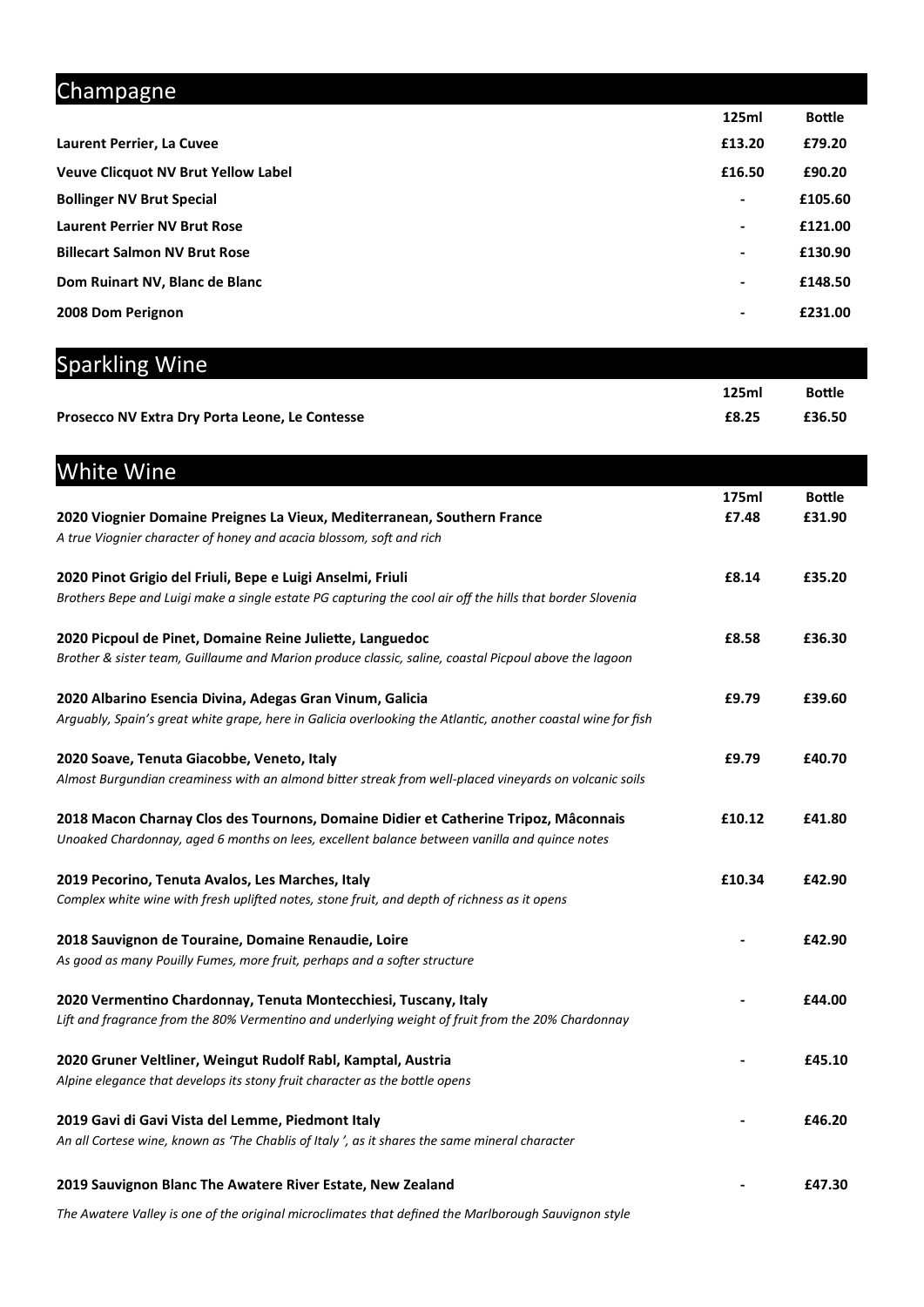## Champagne

| | 125ml | Bottle |
|---|---|---|
| **Laurent Perrier, La Cuvee** | **£13.20** | **£79.20** |
| **Veuve Clicquot NV Brut Yellow Label** | **£16.50** | **£90.20** |
| **Bollinger NV Brut Special** | - | **£105.60** |
| **Laurent Perrier NV Brut Rose** | - | **£121.00** |
| **Billecart Salmon NV Brut Rose** | - | **£130.90** |
| **Dom Ruinart NV, Blanc de Blanc** | - | **£148.50** |
| **2008 Dom Perignon** | - | **£231.00** |

## Sparkling Wine

| | 125ml | Bottle |
|---|---|---|
| **Prosecco NV Extra Dry Porta Leone, Le Contesse** | **£8.25** | **£36.50** |

## White Wine

| | 175ml | Bottle |
|---|---|---|
| **2020 Viognier Domaine Preignes La Vieux, Mediterranean, Southern France**<br>*A true Viognier character of honey and acacia blossom, soft and rich* | **£7.48** | **£31.90** |
| **2020 Pinot Grigio del Friuli, Bepe e Luigi Anselmi, Friuli**<br>*Brothers Bepe and Luigi make a single estate PG capturing the cool air off the hills that border Slovenia* | **£8.14** | **£35.20** |
| **2020 Picpoul de Pinet, Domaine Reine Juliette, Languedoc**<br>*Brother & sister team, Guillaume and Marion produce classic, saline, coastal Picpoul above the lagoon* | **£8.58** | **£36.30** |
| **2020 Albarino Esencia Divina, Adegas Gran Vinum, Galicia**<br>*Arguably, Spain's great white grape, here in Galicia overlooking the Atlantic, another coastal wine for fish* | **£9.79** | **£39.60** |
| **2020 Soave, Tenuta Giacobbe, Veneto, Italy**<br>*Almost Burgundian creaminess with an almond bitter streak from well-placed vineyards on volcanic soils* | **£9.79** | **£40.70** |
| **2018 Macon Charnay Clos des Tournons, Domaine Didier et Catherine Tripoz, Mâconnais**<br>*Unoaked Chardonnay, aged 6 months on lees, excellent balance between vanilla and quince notes* | **£10.12** | **£41.80** |
| **2019 Pecorino, Tenuta Avalos, Les Marches, Italy**<br>*Complex white wine with fresh uplifted notes, stone fruit, and depth of richness as it opens* | **£10.34** | **£42.90** |
| **2018 Sauvignon de Touraine, Domaine Renaudie, Loire**<br>*As good as many Pouilly Fumes, more fruit, perhaps and a softer structure* | - | **£42.90** |
| **2020 Vermentino Chardonnay, Tenuta Montecchiesi, Tuscany, Italy**<br>*Lift and fragrance from the 80% Vermentino and underlying weight of fruit from the 20% Chardonnay* | - | **£44.00** |
| **2020 Gruner Veltliner, Weingut Rudolf Rabl, Kamptal, Austria**<br>*Alpine elegance that develops its stony fruit character as the bottle opens* | - | **£45.10** |
| **2019 Gavi di Gavi Vista del Lemme, Piedmont Italy**<br>*An all Cortese wine, known as 'The Chablis of Italy ', as it shares the same mineral character* | - | **£46.20** |
| **2019 Sauvignon Blanc The Awatere River Estate, New Zealand**<br>*The Awatere Valley is one of the original microclimates that defined the Marlborough Sauvignon style* | - | **£47.30** |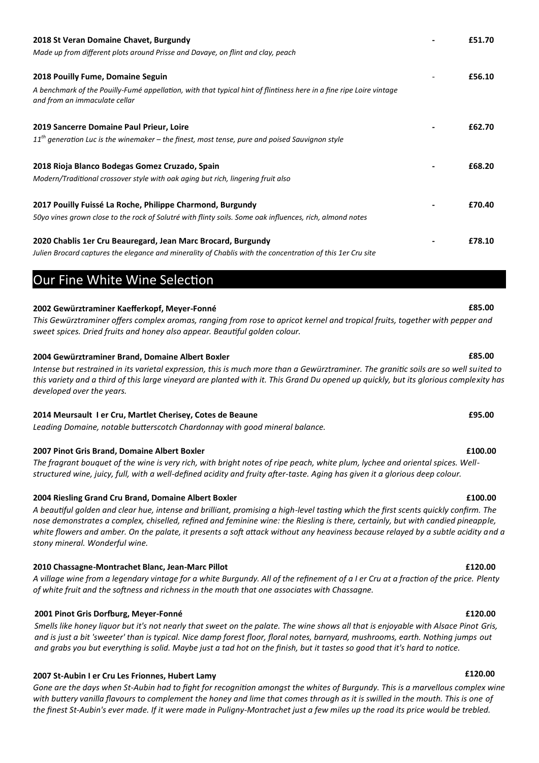**2018 St Veran Domaine Chavet, Burgundy** - **£51.70**

*Made up from different plots around Prisse and Davaye, on flint and clay, peach*

**2018 Pouilly Fume, Domaine Seguin** - **£56.10**

*A benchmark of the Pouilly-Fumé appellation, with that typical hint of flintiness here in a fine ripe Loire vintage and from an immaculate cellar*

**2019 Sancerre Domaine Paul Prieur, Loire** - **£62.70**

*11th generation Luc is the winemaker – the finest, most tense, pure and poised Sauvignon style*

**2018 Rioja Blanco Bodegas Gomez Cruzado, Spain** - **£68.20**

*Modern/Traditional crossover style with oak aging but rich, lingering fruit also*

**2017 Pouilly Fuissé La Roche, Philippe Charmond, Burgundy** - **£70.40**

*50yo vines grown close to the rock of Solutré with flinty soils. Some oak influences, rich, almond notes*

**2020 Chablis 1er Cru Beauregard, Jean Marc Brocard, Burgundy** - **£78.10**

*Julien Brocard captures the elegance and minerality of Chablis with the concentration of this 1er Cru site*

## Our Fine White Wine Selection

**2002 Gewürztraminer Kaefferkopf, Meyer-Fonné** **£85.00**

*This Gewürztraminer offers complex aromas, ranging from rose to apricot kernel and tropical fruits, together with pepper and sweet spices. Dried fruits and honey also appear. Beautiful golden colour.*

**2004 Gewürztraminer Brand, Domaine Albert Boxler** **£85.00**

*Intense but restrained in its varietal expression, this is much more than a Gewürztraminer. The granitic soils are so well suited to this variety and a third of this large vineyard are planted with it. This Grand Du opened up quickly, but its glorious complexity has developed over the years.*

**2014 Meursault I er Cru, Martlet Cherisey, Cotes de Beaune** **£95.00**

*Leading Domaine, notable butterscotch Chardonnay with good mineral balance.*

**2007 Pinot Gris Brand, Domaine Albert Boxler** **£100.00**

*The fragrant bouquet of the wine is very rich, with bright notes of ripe peach, white plum, lychee and oriental spices. Well-structured wine, juicy, full, with a well-defined acidity and fruity after-taste. Aging has given it a glorious deep colour.*

**2004 Riesling Grand Cru Brand, Domaine Albert Boxler** **£100.00**

*A beautiful golden and clear hue, intense and brilliant, promising a high-level tasting which the first scents quickly confirm. The nose demonstrates a complex, chiselled, refined and feminine wine: the Riesling is there, certainly, but with candied pineapple, white flowers and amber. On the palate, it presents a soft attack without any heaviness because relayed by a subtle acidity and a stony mineral. Wonderful wine.*

**2010 Chassagne-Montrachet Blanc, Jean-Marc Pillot** **£120.00**

*A village wine from a legendary vintage for a white Burgundy. All of the refinement of a I er Cru at a fraction of the price. Plenty of white fruit and the softness and richness in the mouth that one associates with Chassagne.*

**2001 Pinot Gris Dorfburg, Meyer-Fonné** **£120.00**

*Smells like honey liquor but it's not nearly that sweet on the palate. The wine shows all that is enjoyable with Alsace Pinot Gris, and is just a bit 'sweeter' than is typical. Nice damp forest floor, floral notes, barnyard, mushrooms, earth. Nothing jumps out and grabs you but everything is solid. Maybe just a tad hot on the finish, but it tastes so good that it's hard to notice.*

**2007 St-Aubin I er Cru Les Frionnes, Hubert Lamy** **£120.00**

*Gone are the days when St-Aubin had to fight for recognition amongst the whites of Burgundy. This is a marvellous complex wine with buttery vanilla flavours to complement the honey and lime that comes through as it is swilled in the mouth. This is one of the finest St-Aubin's ever made. If it were made in Puligny-Montrachet just a few miles up the road its price would be trebled.*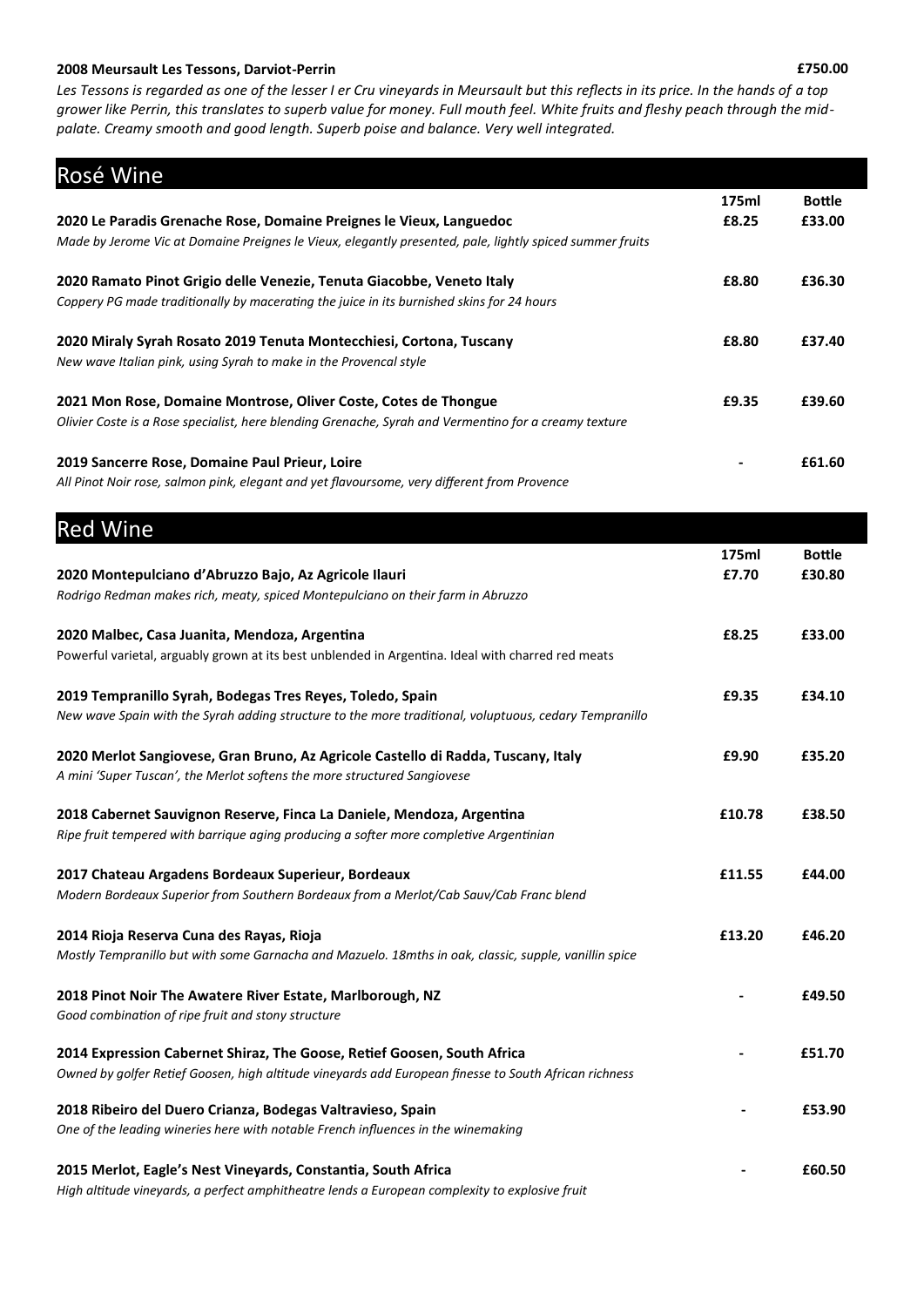**2008 Meursault Les Tessons, Darviot-Perrin** **£750.00**

*Les Tessons is regarded as one of the lesser I er Cru vineyards in Meursault but this reflects in its price. In the hands of a top grower like Perrin, this translates to superb value for money. Full mouth feel. White fruits and fleshy peach through the mid-palate. Creamy smooth and good length. Superb poise and balance. Very well integrated.*

## Rosé Wine

| | 175ml | Bottle |
|---|---|---|
| **2020 Le Paradis Grenache Rose, Domaine Preignes le Vieux, Languedoc**<br>*Made by Jerome Vic at Domaine Preignes le Vieux, elegantly presented, pale, lightly spiced summer fruits* | £8.25 | £33.00 |
| **2020 Ramato Pinot Grigio delle Venezie, Tenuta Giacobbe, Veneto Italy**<br>*Coppery PG made traditionally by macerating the juice in its burnished skins for 24 hours* | £8.80 | £36.30 |
| **2020 Miraly Syrah Rosato 2019 Tenuta Montecchiesi, Cortona, Tuscany**<br>*New wave Italian pink, using Syrah to make in the Provencal style* | £8.80 | £37.40 |
| **2021 Mon Rose, Domaine Montrose, Oliver Coste, Cotes de Thongue**<br>*Olivier Coste is a Rose specialist, here blending Grenache, Syrah and Vermentino for a creamy texture* | £9.35 | £39.60 |
| **2019 Sancerre Rose, Domaine Paul Prieur, Loire**<br>*All Pinot Noir rose, salmon pink, elegant and yet flavoursome, very different from Provence* | - | £61.60 |

## Red Wine

| | 175ml | Bottle |
|---|---|---|
| **2020 Montepulciano d'Abruzzo Bajo, Az Agricole Ilauri**<br>*Rodrigo Redman makes rich, meaty, spiced Montepulciano on their farm in Abruzzo* | £7.70 | £30.80 |
| **2020 Malbec, Casa Juanita, Mendoza, Argentina**<br>Powerful varietal, arguably grown at its best unblended in Argentina. Ideal with charred red meats | £8.25 | £33.00 |
| **2019 Tempranillo Syrah, Bodegas Tres Reyes, Toledo, Spain**<br>*New wave Spain with the Syrah adding structure to the more traditional, voluptuous, cedary Tempranillo* | £9.35 | £34.10 |
| **2020 Merlot Sangiovese, Gran Bruno, Az Agricole Castello di Radda, Tuscany, Italy**<br>*A mini 'Super Tuscan', the Merlot softens the more structured Sangiovese* | £9.90 | £35.20 |
| **2018 Cabernet Sauvignon Reserve, Finca La Daniele, Mendoza, Argentina**<br>*Ripe fruit tempered with barrique aging producing a softer more completive Argentinian* | £10.78 | £38.50 |
| **2017 Chateau Argadens Bordeaux Superieur, Bordeaux**<br>*Modern Bordeaux Superior from Southern Bordeaux from a Merlot/Cab Sauv/Cab Franc blend* | £11.55 | £44.00 |
| **2014 Rioja Reserva Cuna des Rayas, Rioja**<br>*Mostly Tempranillo but with some Garnacha and Mazuelo. 18mths in oak, classic, supple, vanillin spice* | £13.20 | £46.20 |
| **2018 Pinot Noir The Awatere River Estate, Marlborough, NZ**<br>*Good combination of ripe fruit and stony structure* | - | £49.50 |
| **2014 Expression Cabernet Shiraz, The Goose, Retief Goosen, South Africa**<br>*Owned by golfer Retief Goosen, high altitude vineyards add European finesse to South African richness* | - | £51.70 |
| **2018 Ribeiro del Duero Crianza, Bodegas Valtravieso, Spain**<br>*One of the leading wineries here with notable French influences in the winemaking* | - | £53.90 |
| **2015 Merlot, Eagle's Nest Vineyards, Constantia, South Africa**<br>*High altitude vineyards, a perfect amphitheatre lends a European complexity to explosive fruit* | - | £60.50 |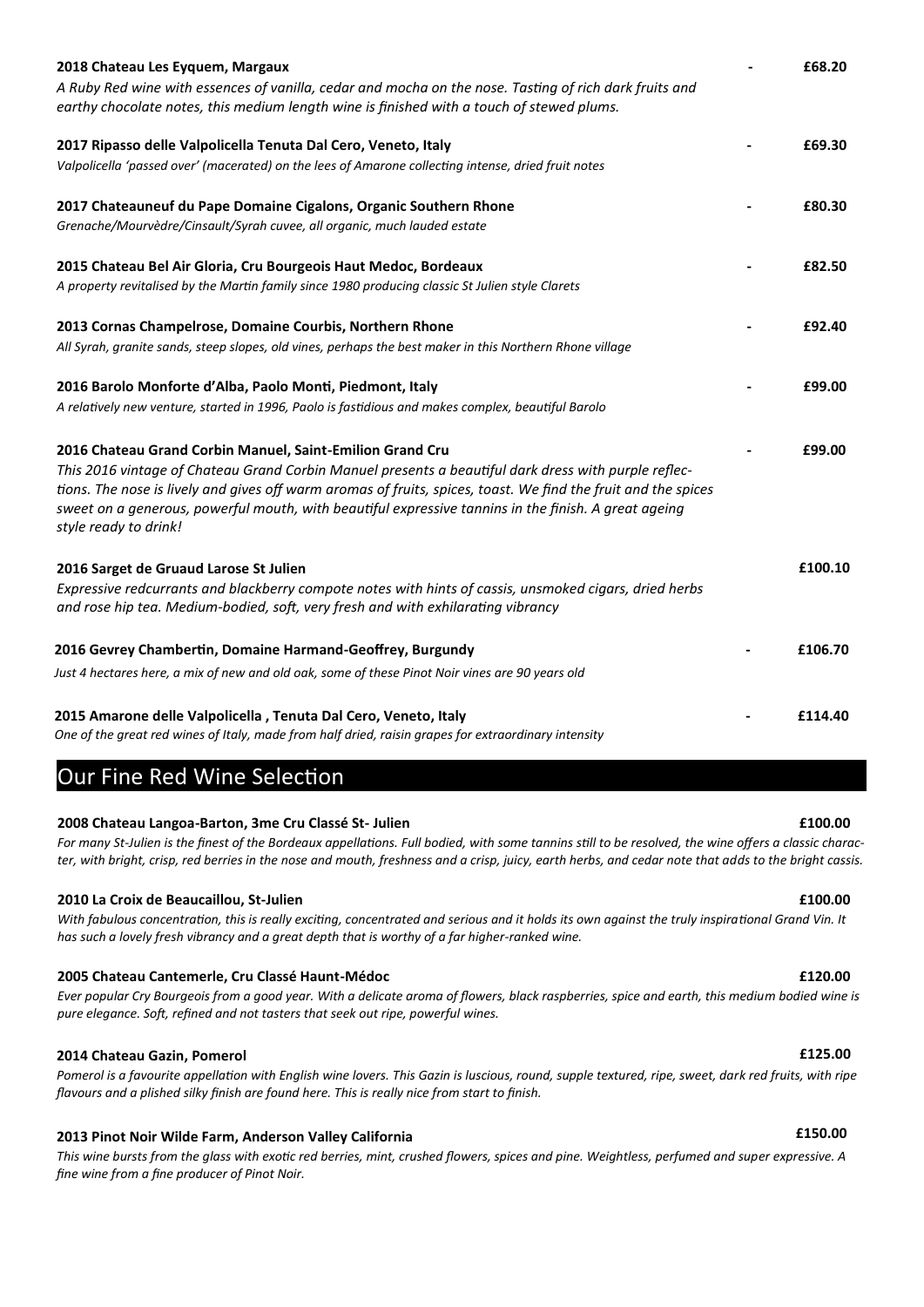**2018 Chateau Les Eyquem, Margaux** - **£68.20**

*A Ruby Red wine with essences of vanilla, cedar and mocha on the nose. Tasting of rich dark fruits and earthy chocolate notes, this medium length wine is finished with a touch of stewed plums.*

**2017 Ripasso delle Valpolicella Tenuta Dal Cero, Veneto, Italy** - **£69.30**

*Valpolicella 'passed over' (macerated) on the lees of Amarone collecting intense, dried fruit notes*

**2017 Chateauneuf du Pape Domaine Cigalons, Organic Southern Rhone** - **£80.30**

*Grenache/Mourvèdre/Cinsault/Syrah cuvee, all organic, much lauded estate*

**2015 Chateau Bel Air Gloria, Cru Bourgeois Haut Medoc, Bordeaux** - **£82.50**

*A property revitalised by the Martin family since 1980 producing classic St Julien style Clarets*

**2013 Cornas Champelrose, Domaine Courbis, Northern Rhone** - **£92.40**

*All Syrah, granite sands, steep slopes, old vines, perhaps the best maker in this Northern Rhone village*

**2016 Barolo Monforte d'Alba, Paolo Monti, Piedmont, Italy** - **£99.00**

*A relatively new venture, started in 1996, Paolo is fastidious and makes complex, beautiful Barolo*

**2016 Chateau Grand Corbin Manuel, Saint-Emilion Grand Cru** - **£99.00**

*This 2016 vintage of Chateau Grand Corbin Manuel presents a beautiful dark dress with purple reflections. The nose is lively and gives off warm aromas of fruits, spices, toast. We find the fruit and the spices sweet on a generous, powerful mouth, with beautiful expressive tannins in the finish. A great ageing style ready to drink!*

**2016 Sarget de Gruaud Larose St Julien** **£100.10**

*Expressive redcurrants and blackberry compote notes with hints of cassis, unsmoked cigars, dried herbs and rose hip tea. Medium-bodied, soft, very fresh and with exhilarating vibrancy*

**2016 Gevrey Chambertin, Domaine Harmand-Geoffrey, Burgundy** - **£106.70**

*Just 4 hectares here, a mix of new and old oak, some of these Pinot Noir vines are 90 years old*

**2015 Amarone delle Valpolicella , Tenuta Dal Cero, Veneto, Italy** - **£114.40**

*One of the great red wines of Italy, made from half dried, raisin grapes for extraordinary intensity*

## Our Fine Red Wine Selection

**2008 Chateau Langoa-Barton, 3me Cru Classé St- Julien** **£100.00**

*For many St-Julien is the finest of the Bordeaux appellations. Full bodied, with some tannins still to be resolved, the wine offers a classic character, with bright, crisp, red berries in the nose and mouth, freshness and a crisp, juicy, earth herbs, and cedar note that adds to the bright cassis.*

**2010 La Croix de Beaucaillou, St-Julien** **£100.00**

*With fabulous concentration, this is really exciting, concentrated and serious and it holds its own against the truly inspirational Grand Vin. It has such a lovely fresh vibrancy and a great depth that is worthy of a far higher-ranked wine.*

**2005 Chateau Cantemerle, Cru Classé Haunt-Médoc** **£120.00**

*Ever popular Cry Bourgeois from a good year. With a delicate aroma of flowers, black raspberries, spice and earth, this medium bodied wine is pure elegance. Soft, refined and not tasters that seek out ripe, powerful wines.*

**2014 Chateau Gazin, Pomerol** **£125.00**

*Pomerol is a favourite appellation with English wine lovers. This Gazin is luscious, round, supple textured, ripe, sweet, dark red fruits, with ripe flavours and a plished silky finish are found here. This is really nice from start to finish.*

**2013 Pinot Noir Wilde Farm, Anderson Valley California** **£150.00**

*This wine bursts from the glass with exotic red berries, mint, crushed flowers, spices and pine. Weightless, perfumed and super expressive. A fine wine from a fine producer of Pinot Noir.*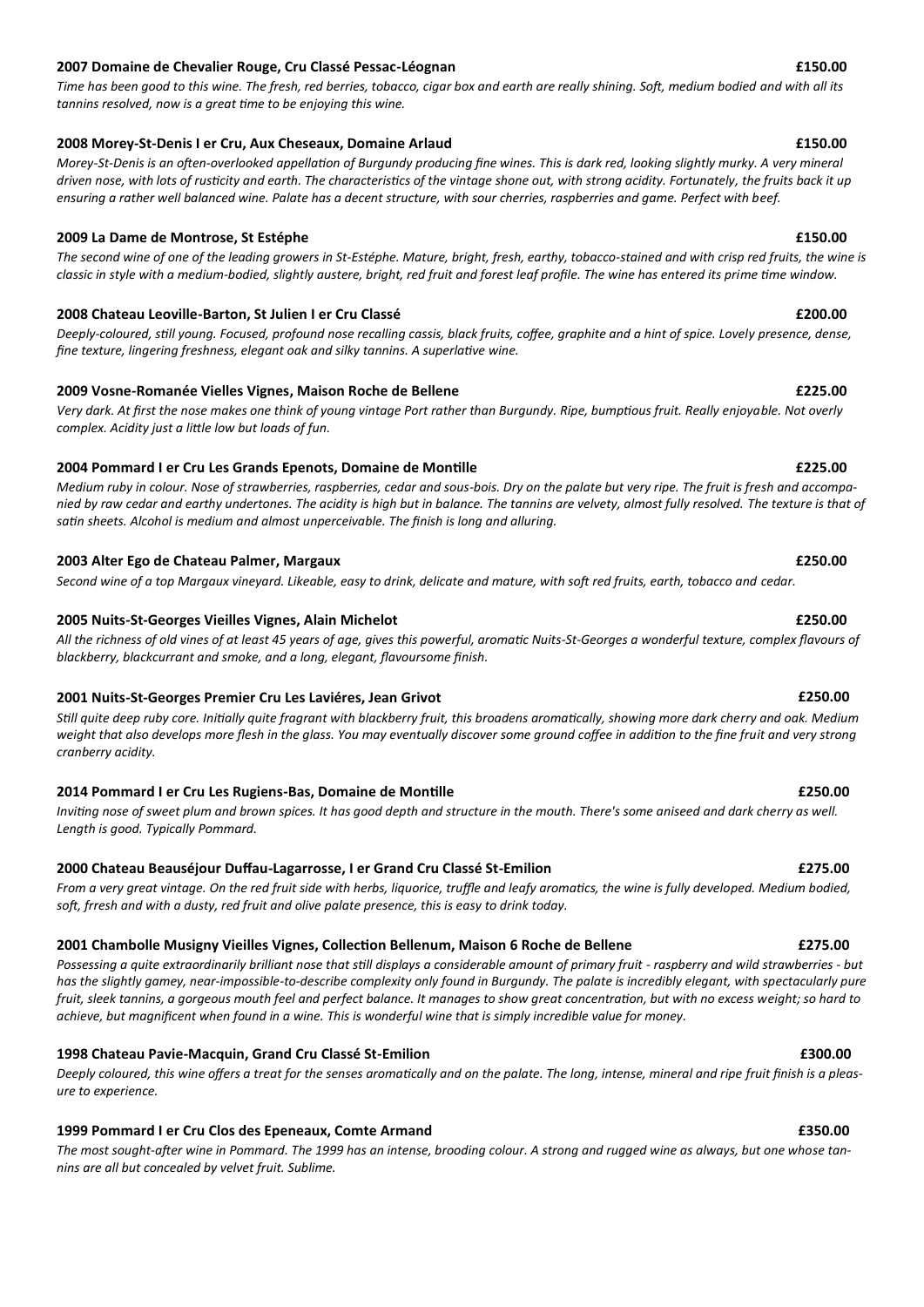**2007 Domaine de Chevalier Rouge, Cru Classé Pessac-Léognan** **£150.00**

*Time has been good to this wine. The fresh, red berries, tobacco, cigar box and earth are really shining. Soft, medium bodied and with all its tannins resolved, now is a great time to be enjoying this wine.*

**2008 Morey-St-Denis I er Cru, Aux Cheseaux, Domaine Arlaud** **£150.00**

*Morey-St-Denis is an often-overlooked appellation of Burgundy producing fine wines. This is dark red, looking slightly murky. A very mineral driven nose, with lots of rusticity and earth. The characteristics of the vintage shone out, with strong acidity. Fortunately, the fruits back it up ensuring a rather well balanced wine. Palate has a decent structure, with sour cherries, raspberries and game. Perfect with beef.*

**2009 La Dame de Montrose, St Estéphe** **£150.00**

*The second wine of one of the leading growers in St-Estéphe. Mature, bright, fresh, earthy, tobacco-stained and with crisp red fruits, the wine is classic in style with a medium-bodied, slightly austere, bright, red fruit and forest leaf profile. The wine has entered its prime time window.*

**2008 Chateau Leoville-Barton, St Julien I er Cru Classé** **£200.00**

*Deeply-coloured, still young. Focused, profound nose recalling cassis, black fruits, coffee, graphite and a hint of spice. Lovely presence, dense, fine texture, lingering freshness, elegant oak and silky tannins. A superlative wine.*

**2009 Vosne-Romanée Vielles Vignes, Maison Roche de Bellene** **£225.00**

*Very dark. At first the nose makes one think of young vintage Port rather than Burgundy. Ripe, bumptious fruit. Really enjoyable. Not overly complex. Acidity just a little low but loads of fun.*

**2004 Pommard I er Cru Les Grands Epenots, Domaine de Montille** **£225.00**

*Medium ruby in colour. Nose of strawberries, raspberries, cedar and sous-bois. Dry on the palate but very ripe. The fruit is fresh and accompanied by raw cedar and earthy undertones. The acidity is high but in balance. The tannins are velvety, almost fully resolved. The texture is that of satin sheets. Alcohol is medium and almost unperceivable. The finish is long and alluring.*

**2003 Alter Ego de Chateau Palmer, Margaux** **£250.00**

*Second wine of a top Margaux vineyard. Likeable, easy to drink, delicate and mature, with soft red fruits, earth, tobacco and cedar.*

**2005 Nuits-St-Georges Vieilles Vignes, Alain Michelot** **£250.00**

*All the richness of old vines of at least 45 years of age, gives this powerful, aromatic Nuits-St-Georges a wonderful texture, complex flavours of blackberry, blackcurrant and smoke, and a long, elegant, flavoursome finish.*

**2001 Nuits-St-Georges Premier Cru Les Laviéres, Jean Grivot** **£250.00**

*Still quite deep ruby core. Initially quite fragrant with blackberry fruit, this broadens aromatically, showing more dark cherry and oak. Medium weight that also develops more flesh in the glass. You may eventually discover some ground coffee in addition to the fine fruit and very strong cranberry acidity.*

**2014 Pommard I er Cru Les Rugiens-Bas, Domaine de Montille** **£250.00**

*Inviting nose of sweet plum and brown spices. It has good depth and structure in the mouth. There's some aniseed and dark cherry as well. Length is good. Typically Pommard.*

**2000 Chateau Beauséjour Duffau-Lagarrosse, I er Grand Cru Classé St-Emilion** **£275.00**

*From a very great vintage. On the red fruit side with herbs, liquorice, truffle and leafy aromatics, the wine is fully developed. Medium bodied, soft, frresh and with a dusty, red fruit and olive palate presence, this is easy to drink today.*

**2001 Chambolle Musigny Vieilles Vignes, Collection Bellenum, Maison 6 Roche de Bellene** **£275.00**

*Possessing a quite extraordinarily brilliant nose that still displays a considerable amount of primary fruit - raspberry and wild strawberries - but has the slightly gamey, near-impossible-to-describe complexity only found in Burgundy. The palate is incredibly elegant, with spectacularly pure fruit, sleek tannins, a gorgeous mouth feel and perfect balance. It manages to show great concentration, but with no excess weight; so hard to achieve, but magnificent when found in a wine. This is wonderful wine that is simply incredible value for money.*

**1998 Chateau Pavie-Macquin, Grand Cru Classé St-Emilion** **£300.00**

*Deeply coloured, this wine offers a treat for the senses aromatically and on the palate. The long, intense, mineral and ripe fruit finish is a pleasure to experience.*

**1999 Pommard I er Cru Clos des Epeneaux, Comte Armand** **£350.00**

*The most sought-after wine in Pommard. The 1999 has an intense, brooding colour. A strong and rugged wine as always, but one whose tannins are all but concealed by velvet fruit. Sublime.*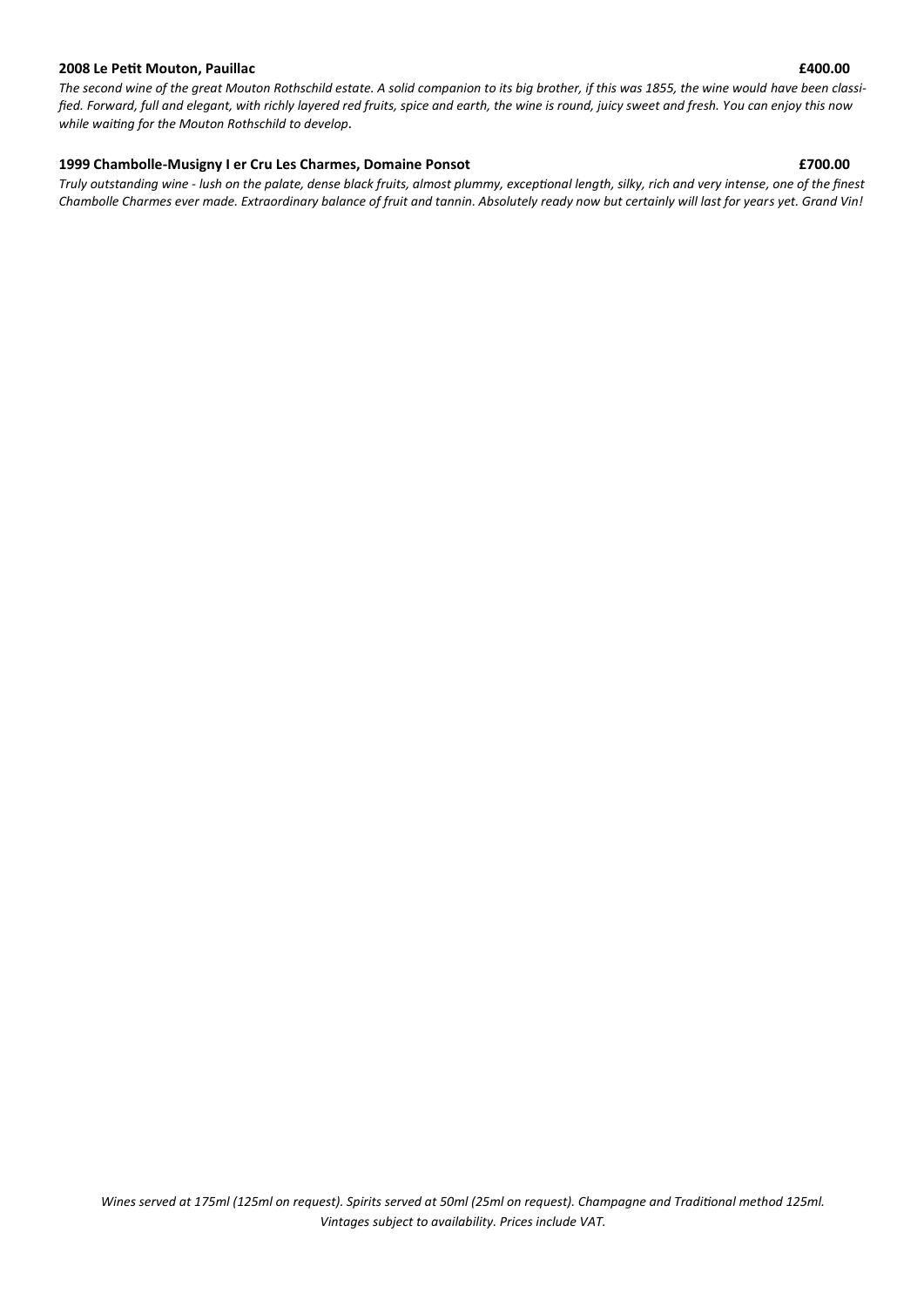**2008 Le Petit Mouton, Pauillac** **£400.00**

*The second wine of the great Mouton Rothschild estate. A solid companion to its big brother, if this was 1855, the wine would have been classified. Forward, full and elegant, with richly layered red fruits, spice and earth, the wine is round, juicy sweet and fresh. You can enjoy this now while waiting for the Mouton Rothschild to develop.*

**1999 Chambolle-Musigny I er Cru Les Charmes, Domaine Ponsot** **£700.00**

*Truly outstanding wine - lush on the palate, dense black fruits, almost plummy, exceptional length, silky, rich and very intense, one of the finest Chambolle Charmes ever made. Extraordinary balance of fruit and tannin. Absolutely ready now but certainly will last for years yet. Grand Vin!*

*Wines served at 175ml (125ml on request). Spirits served at 50ml (25ml on request). Champagne and Traditional method 125ml. Vintages subject to availability. Prices include VAT.*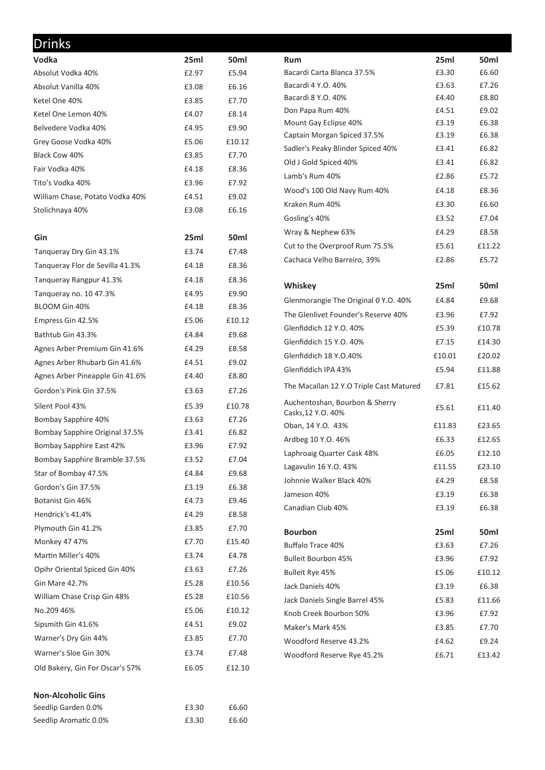# Drinks

| Vodka | 25ml | 50ml |
| --- | --- | --- |
| Absolut Vodka 40% | £2.97 | £5.94 |
| Absolut Vanilla 40% | £3.08 | £6.16 |
| Ketel One 40% | £3.85 | £7.70 |
| Ketel One Lemon 40% | £4.07 | £8.14 |
| Belvedere Vodka 40% | £4.95 | £9.90 |
| Grey Goose Vodka 40% | £5.06 | £10.12 |
| Black Cow 40% | £3.85 | £7.70 |
| Fair Vodka 40% | £4.18 | £8.36 |
| Tito's Vodka 40% | £3.96 | £7.92 |
| William Chase, Potato Vodka 40% | £4.51 | £9.02 |
| Stolichnaya 40% | £3.08 | £6.16 |

| Gin | 25ml | 50ml |
| --- | --- | --- |
| Tanqueray Dry Gin 43.1% | £3.74 | £7.48 |
| Tanqueray Flor de Sevilla 41.3% | £4.18 | £8.36 |
| Tanqueray Rangpur 41.3% | £4.18 | £8.36 |
| Tanqueray no. 10 47.3% | £4.95 | £9.90 |
| BLOOM Gin 40% | £4.18 | £8.36 |
| Empress Gin 42.5% | £5.06 | £10.12 |
| Bathtub Gin 43.3% | £4.84 | £9.68 |
| Agnes Arber Premium Gin 41.6% | £4.29 | £8.58 |
| Agnes Arber Rhubarb Gin 41.6% | £4.51 | £9.02 |
| Agnes Arber Pineapple Gin 41.6% | £4.40 | £8.80 |
| Gordon's Pink Gin 37.5% | £3.63 | £7.26 |
| Silent Pool 43% | £5.39 | £10.78 |
| Bombay Sapphire 40% | £3.63 | £7.26 |
| Bombay Sapphire Original 37.5% | £3.41 | £6.82 |
| Bombay Sapphire East 42% | £3.96 | £7.92 |
| Bombay Sapphire Bramble 37.5% | £3.52 | £7.04 |
| Star of Bombay 47.5% | £4.84 | £9.68 |
| Gordon's Gin 37.5% | £3.19 | £6.38 |
| Botanist Gin 46% | £4.73 | £9.46 |
| Hendrick's 41.4% | £4.29 | £8.58 |
| Plymouth Gin 41.2% | £3.85 | £7.70 |
| Monkey 47 47% | £7.70 | £15.40 |
| Martin Miller's 40% | £3.74 | £4.78 |
| Opihr Oriental Spiced Gin 40% | £3.63 | £7.26 |
| Gin Mare 42.7% | £5.28 | £10.56 |
| William Chase Crisp Gin 48% | £5.28 | £10.56 |
| No.209 46% | £5.06 | £10.12 |
| Sipsmith Gin 41.6% | £4.51 | £9.02 |
| Warner's Dry Gin 44% | £3.85 | £7.70 |
| Warner's Sloe Gin 30% | £3.74 | £7.48 |
| Old Bakery, Gin For Oscar's 57% | £6.05 | £12.10 |

| Non-Alcoholic Gins | | |
| --- | --- | --- |
| Seedlip Garden 0.0% | £3.30 | £6.60 |
| Seedlip Aromatic 0.0% | £3.30 | £6.60 |

| Rum | 25ml | 50ml |
| --- | --- | --- |
| Bacardi Carta Blanca 37.5% | £3.30 | £6.60 |
| Bacardi 4 Y.O. 40% | £3.63 | £7.26 |
| Bacardi 8 Y.O. 40% | £4.40 | £8.80 |
| Don Papa Rum 40% | £4.51 | £9.02 |
| Mount Gay Eclipse 40% | £3.19 | £6.38 |
| Captain Morgan Spiced 37.5% | £3.19 | £6.38 |
| Sadler's Peaky Blinder Spiced 40% | £3.41 | £6.82 |
| Old J Gold Spiced 40% | £3.41 | £6.82 |
| Lamb's Rum 40% | £2.86 | £5.72 |
| Wood's 100 Old Navy Rum 40% | £4.18 | £8.36 |
| Kraken Rum 40% | £3.30 | £6.60 |
| Gosling's 40% | £3.52 | £7.04 |
| Wray & Nephew 63% | £4.29 | £8.58 |
| Cut to the Overproof Rum 75.5% | £5.61 | £11.22 |
| Cachaca Velho Barreiro, 39% | £2.86 | £5.72 |

| Whiskey | 25ml | 50ml |
| --- | --- | --- |
| Glenmorangie The Original 0 Y.O. 40% | £4.84 | £9.68 |
| The Glenlivet Founder's Reserve 40% | £3.96 | £7.92 |
| Glenfiddich 12 Y.O. 40% | £5.39 | £10.78 |
| Glenfiddich 15 Y.O. 40% | £7.15 | £14.30 |
| Glenfiddich 18 Y.O.40% | £10.01 | £20.02 |
| Glenfiddich IPA 43% | £5.94 | £11.88 |
| The Macallan 12 Y.O Triple Cast Matured | £7.81 | £15.62 |
| Auchentoshan, Bourbon & Sherry Casks,12 Y.O. 40% | £5.61 | £11.40 |
| Oban, 14 Y.O. 43% | £11.83 | £23.65 |
| Ardbeg 10 Y.O. 46% | £6.33 | £12.65 |
| Laphroaig Quarter Cask 48% | £6.05 | £12.10 |
| Lagavulin 16 Y.O. 43% | £11.55 | £23.10 |
| Johnnie Walker Black 40% | £4.29 | £8.58 |
| Jameson 40% | £3.19 | £6.38 |
| Canadian Club 40% | £3.19 | £6.38 |

| Bourbon | 25ml | 50ml |
| --- | --- | --- |
| Buffalo Trace 40% | £3.63 | £7.26 |
| Bulleit Bourbon 45% | £3.96 | £7.92 |
| Bulleit Rye 45% | £5.06 | £10.12 |
| Jack Daniels 40% | £3.19 | £6.38 |
| Jack Daniels Single Barrel 45% | £5.83 | £11.66 |
| Knob Creek Bourbon 50% | £3.96 | £7.92 |
| Maker's Mark 45% | £3.85 | £7.70 |
| Woodford Reserve 43.2% | £4.62 | £9.24 |
| Woodford Reserve Rye 45.2% | £6.71 | £13.42 |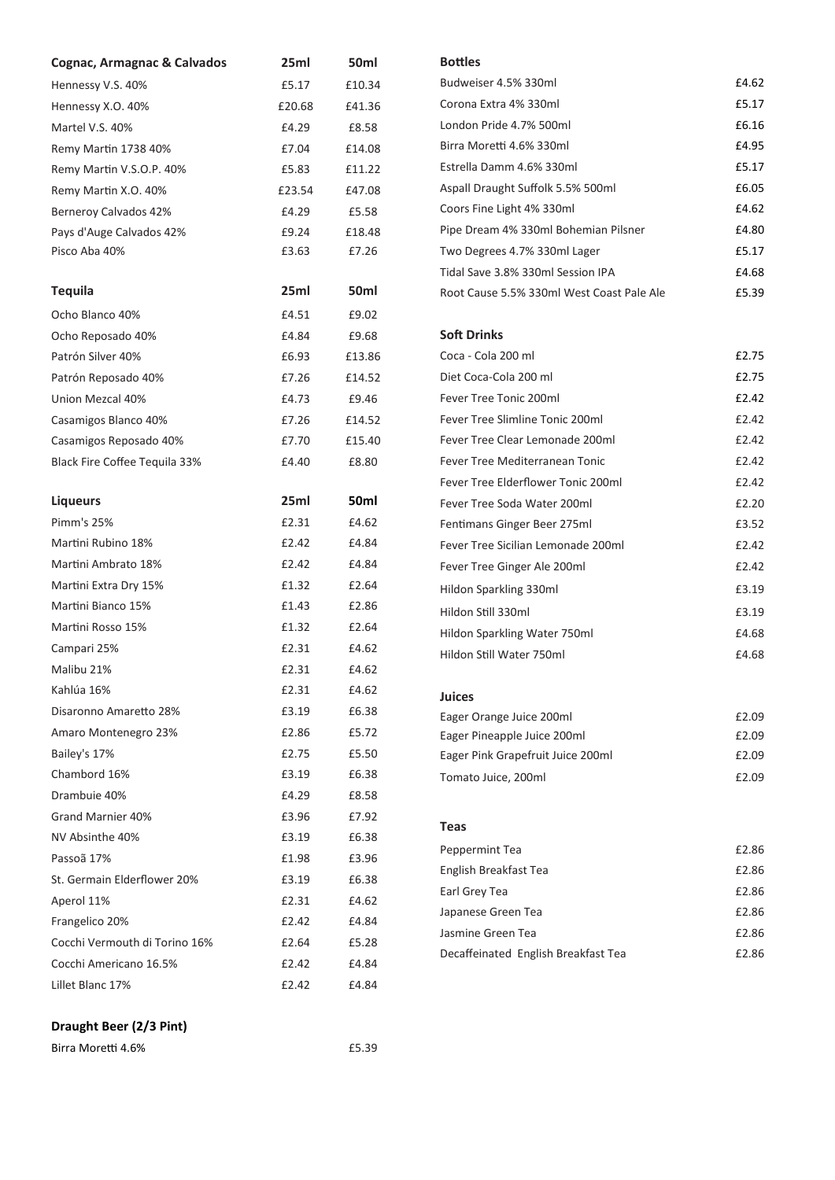| Cognac, Armagnac & Calvados | 25ml | 50ml |
|---|---|---|
| Hennessy V.S. 40% | £5.17 | £10.34 |
| Hennessy X.O. 40% | £20.68 | £41.36 |
| Martel V.S. 40% | £4.29 | £8.58 |
| Remy Martin 1738 40% | £7.04 | £14.08 |
| Remy Martin V.S.O.P. 40% | £5.83 | £11.22 |
| Remy Martin X.O. 40% | £23.54 | £47.08 |
| Berneroy Calvados 42% | £4.29 | £5.58 |
| Pays d'Auge Calvados 42% | £9.24 | £18.48 |
| Pisco Aba 40% | £3.63 | £7.26 |

| Tequila | 25ml | 50ml |
|---|---|---|
| Ocho Blanco 40% | £4.51 | £9.02 |
| Ocho Reposado 40% | £4.84 | £9.68 |
| Patrón Silver 40% | £6.93 | £13.86 |
| Patrón Reposado 40% | £7.26 | £14.52 |
| Union Mezcal 40% | £4.73 | £9.46 |
| Casamigos Blanco 40% | £7.26 | £14.52 |
| Casamigos Reposado 40% | £7.70 | £15.40 |
| Black Fire Coffee Tequila 33% | £4.40 | £8.80 |

| Liqueurs | 25ml | 50ml |
|---|---|---|
| Pimm's 25% | £2.31 | £4.62 |
| Martini Rubino 18% | £2.42 | £4.84 |
| Martini Ambrato 18% | £2.42 | £4.84 |
| Martini Extra Dry 15% | £1.32 | £2.64 |
| Martini Bianco 15% | £1.43 | £2.86 |
| Martini Rosso 15% | £1.32 | £2.64 |
| Campari 25% | £2.31 | £4.62 |
| Malibu 21% | £2.31 | £4.62 |
| Kahlúa 16% | £2.31 | £4.62 |
| Disaronno Amaretto 28% | £3.19 | £6.38 |
| Amaro Montenegro 23% | £2.86 | £5.72 |
| Bailey's 17% | £2.75 | £5.50 |
| Chambord 16% | £3.19 | £6.38 |
| Drambuie 40% | £4.29 | £8.58 |
| Grand Marnier 40% | £3.96 | £7.92 |
| NV Absinthe 40% | £3.19 | £6.38 |
| Passoã 17% | £1.98 | £3.96 |
| St. Germain Elderflower 20% | £3.19 | £6.38 |
| Aperol 11% | £2.31 | £4.62 |
| Frangelico 20% | £2.42 | £4.84 |
| Cocchi Vermouth di Torino 16% | £2.64 | £5.28 |
| Cocchi Americano 16.5% | £2.42 | £4.84 |
| Lillet Blanc 17% | £2.42 | £4.84 |

| Draught Beer (2/3 Pint) | |
|---|---|
| Birra Moretti 4.6% | £5.39 |

| Bottles | |
|---|---|
| Budweiser 4.5% 330ml | £4.62 |
| Corona Extra 4% 330ml | £5.17 |
| London Pride 4.7% 500ml | £6.16 |
| Birra Moretti 4.6% 330ml | £4.95 |
| Estrella Damm 4.6% 330ml | £5.17 |
| Aspall Draught Suffolk 5.5% 500ml | £6.05 |
| Coors Fine Light 4% 330ml | £4.62 |
| Pipe Dream 4% 330ml Bohemian Pilsner | £4.80 |
| Two Degrees 4.7% 330ml Lager | £5.17 |
| Tidal Save 3.8% 330ml Session IPA | £4.68 |
| Root Cause 5.5% 330ml West Coast Pale Ale | £5.39 |

| Soft Drinks | |
|---|---|
| Coca - Cola 200 ml | £2.75 |
| Diet Coca-Cola 200 ml | £2.75 |
| Fever Tree Tonic 200ml | £2.42 |
| Fever Tree Slimline Tonic 200ml | £2.42 |
| Fever Tree Clear Lemonade 200ml | £2.42 |
| Fever Tree Mediterranean Tonic | £2.42 |
| Fever Tree Elderflower Tonic 200ml | £2.42 |
| Fever Tree Soda Water 200ml | £2.20 |
| Fentimans Ginger Beer 275ml | £3.52 |
| Fever Tree Sicilian Lemonade 200ml | £2.42 |
| Fever Tree Ginger Ale 200ml | £2.42 |
| Hildon Sparkling 330ml | £3.19 |
| Hildon Still 330ml | £3.19 |
| Hildon Sparkling Water 750ml | £4.68 |
| Hildon Still Water 750ml | £4.68 |

| Juices | |
|---|---|
| Eager Orange Juice 200ml | £2.09 |
| Eager Pineapple Juice 200ml | £2.09 |
| Eager Pink Grapefruit Juice 200ml | £2.09 |
| Tomato Juice, 200ml | £2.09 |

| Teas | |
|---|---|
| Peppermint Tea | £2.86 |
| English Breakfast Tea | £2.86 |
| Earl Grey Tea | £2.86 |
| Japanese Green Tea | £2.86 |
| Jasmine Green Tea | £2.86 |
| Decaffeinated English Breakfast Tea | £2.86 |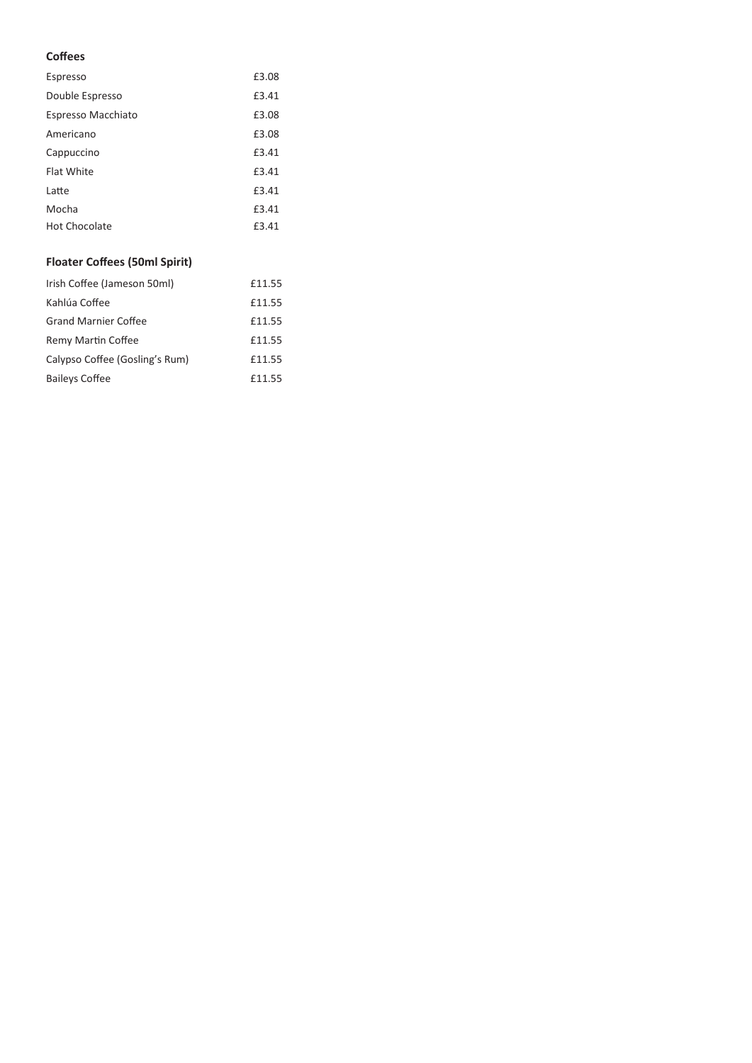## Coffees

| | |
|---|---|
| Espresso | £3.08 |
| Double Espresso | £3.41 |
| Espresso Macchiato | £3.08 |
| Americano | £3.08 |
| Cappuccino | £3.41 |
| Flat White | £3.41 |
| Latte | £3.41 |
| Mocha | £3.41 |
| Hot Chocolate | £3.41 |

## Floater Coffees (50ml Spirit)

| | |
|---|---|
| Irish Coffee (Jameson 50ml) | £11.55 |
| Kahlúa Coffee | £11.55 |
| Grand Marnier Coffee | £11.55 |
| Remy Martin Coffee | £11.55 |
| Calypso Coffee (Gosling's Rum) | £11.55 |
| Baileys Coffee | £11.55 |